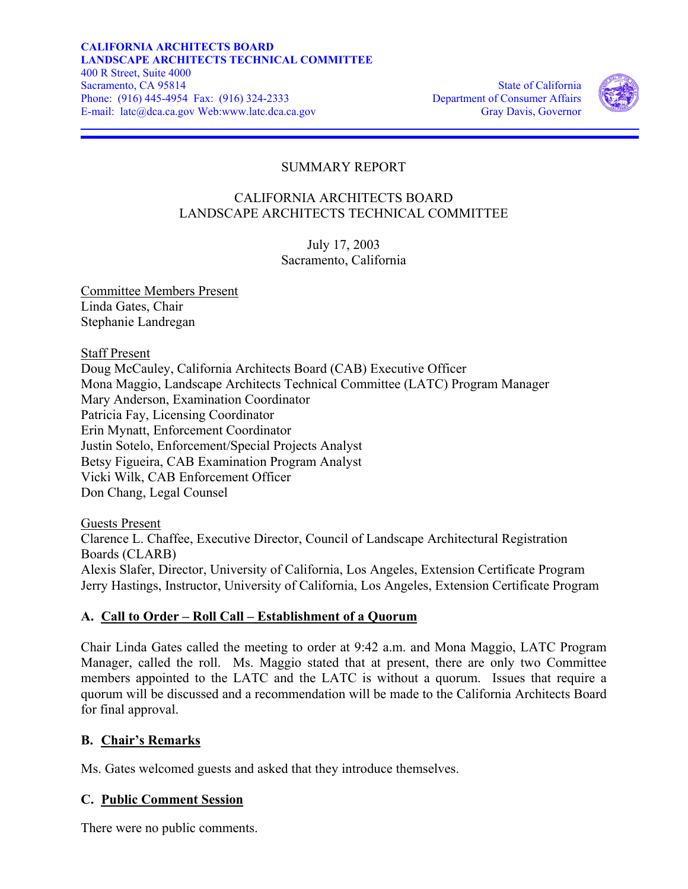**CALIFORNIA ARCHITECTS BOARD**
**LANDSCAPE ARCHITECTS TECHNICAL COMMITTEE**
400 R Street, Suite 4000
Sacramento, CA 95814
Phone: (916) 445-4954 Fax: (916) 324-2333
E-mail: latc@dca.ca.gov Web:www.latc.dca.ca.gov

State of California
Department of Consumer Affairs
Gray Davis, Governor

SUMMARY REPORT

CALIFORNIA ARCHITECTS BOARD
LANDSCAPE ARCHITECTS TECHNICAL COMMITTEE

July 17, 2003
Sacramento, California

Committee Members Present
Linda Gates, Chair
Stephanie Landregan

Staff Present
Doug McCauley, California Architects Board (CAB) Executive Officer
Mona Maggio, Landscape Architects Technical Committee (LATC) Program Manager
Mary Anderson, Examination Coordinator
Patricia Fay, Licensing Coordinator
Erin Mynatt, Enforcement Coordinator
Justin Sotelo, Enforcement/Special Projects Analyst
Betsy Figueira, CAB Examination Program Analyst
Vicki Wilk, CAB Enforcement Officer
Don Chang, Legal Counsel

Guests Present
Clarence L. Chaffee, Executive Director, Council of Landscape Architectural Registration Boards (CLARB)
Alexis Slafer, Director, University of California, Los Angeles, Extension Certificate Program
Jerry Hastings, Instructor, University of California, Los Angeles, Extension Certificate Program

## A. Call to Order – Roll Call – Establishment of a Quorum

Chair Linda Gates called the meeting to order at 9:42 a.m. and Mona Maggio, LATC Program Manager, called the roll. Ms. Maggio stated that at present, there are only two Committee members appointed to the LATC and the LATC is without a quorum. Issues that require a quorum will be discussed and a recommendation will be made to the California Architects Board for final approval.

## B. Chair's Remarks

Ms. Gates welcomed guests and asked that they introduce themselves.

## C. Public Comment Session

There were no public comments.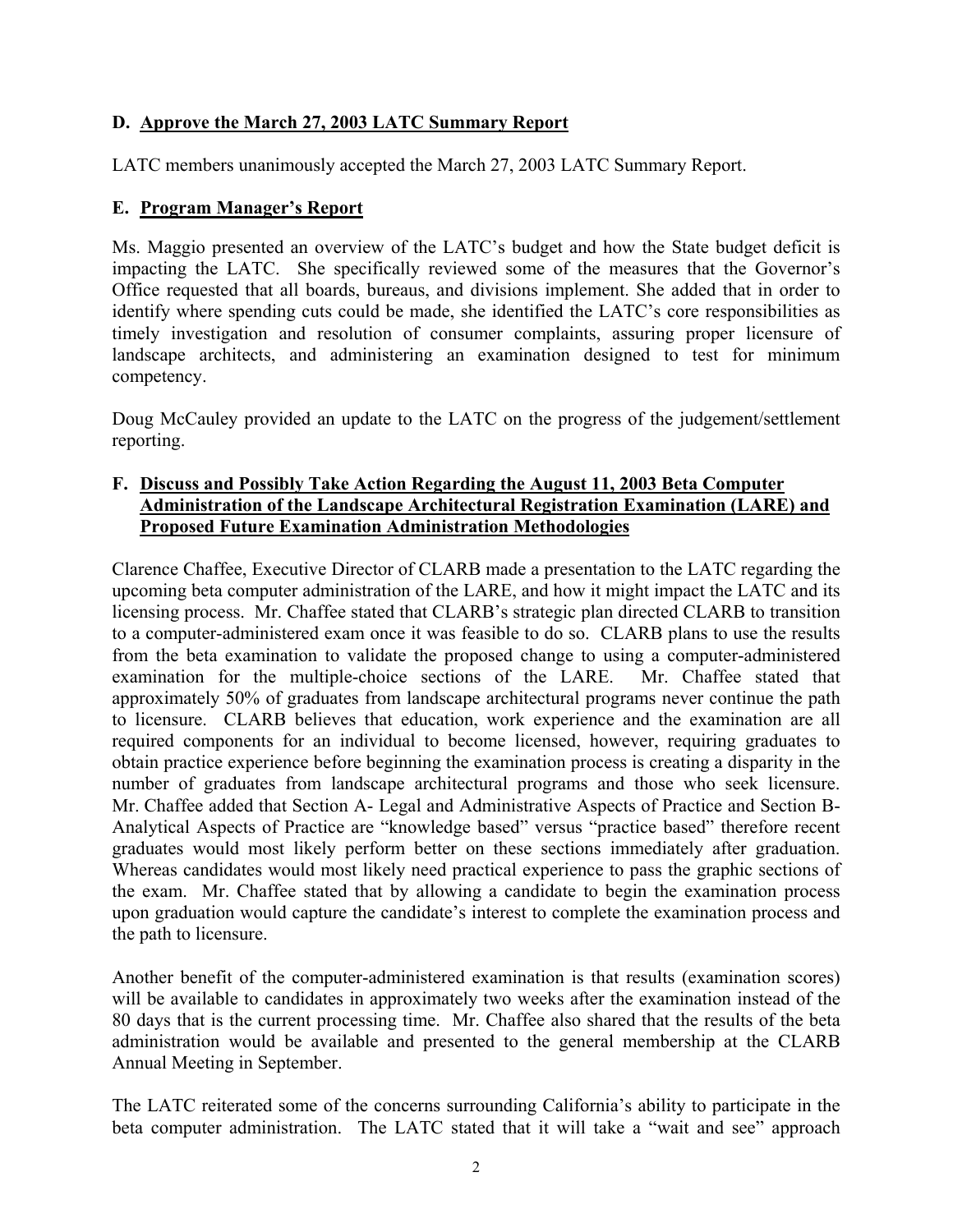## D. Approve the March 27, 2003 LATC Summary Report

LATC members unanimously accepted the March 27, 2003 LATC Summary Report.

## E. Program Manager's Report

Ms. Maggio presented an overview of the LATC's budget and how the State budget deficit is impacting the LATC. She specifically reviewed some of the measures that the Governor's Office requested that all boards, bureaus, and divisions implement. She added that in order to identify where spending cuts could be made, she identified the LATC's core responsibilities as timely investigation and resolution of consumer complaints, assuring proper licensure of landscape architects, and administering an examination designed to test for minimum competency.

Doug McCauley provided an update to the LATC on the progress of the judgement/settlement reporting.

## F. Discuss and Possibly Take Action Regarding the August 11, 2003 Beta Computer Administration of the Landscape Architectural Registration Examination (LARE) and Proposed Future Examination Administration Methodologies

Clarence Chaffee, Executive Director of CLARB made a presentation to the LATC regarding the upcoming beta computer administration of the LARE, and how it might impact the LATC and its licensing process. Mr. Chaffee stated that CLARB's strategic plan directed CLARB to transition to a computer-administered exam once it was feasible to do so. CLARB plans to use the results from the beta examination to validate the proposed change to using a computer-administered examination for the multiple-choice sections of the LARE. Mr. Chaffee stated that approximately 50% of graduates from landscape architectural programs never continue the path to licensure. CLARB believes that education, work experience and the examination are all required components for an individual to become licensed, however, requiring graduates to obtain practice experience before beginning the examination process is creating a disparity in the number of graduates from landscape architectural programs and those who seek licensure. Mr. Chaffee added that Section A- Legal and Administrative Aspects of Practice and Section B- Analytical Aspects of Practice are "knowledge based" versus "practice based" therefore recent graduates would most likely perform better on these sections immediately after graduation. Whereas candidates would most likely need practical experience to pass the graphic sections of the exam. Mr. Chaffee stated that by allowing a candidate to begin the examination process upon graduation would capture the candidate's interest to complete the examination process and the path to licensure.

Another benefit of the computer-administered examination is that results (examination scores) will be available to candidates in approximately two weeks after the examination instead of the 80 days that is the current processing time. Mr. Chaffee also shared that the results of the beta administration would be available and presented to the general membership at the CLARB Annual Meeting in September.

The LATC reiterated some of the concerns surrounding California's ability to participate in the beta computer administration. The LATC stated that it will take a "wait and see" approach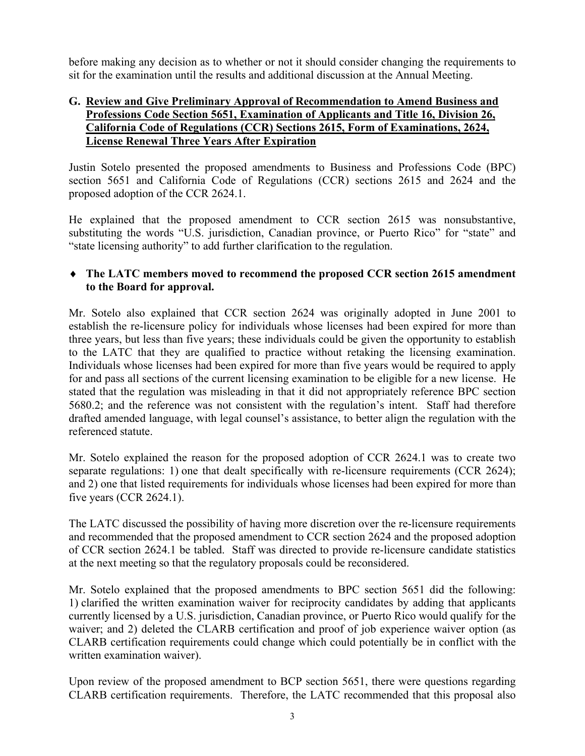before making any decision as to whether or not it should consider changing the requirements to sit for the examination until the results and additional discussion at the Annual Meeting.

### G. Review and Give Preliminary Approval of Recommendation to Amend Business and Professions Code Section 5651, Examination of Applicants and Title 16, Division 26, California Code of Regulations (CCR) Sections 2615, Form of Examinations, 2624, License Renewal Three Years After Expiration

Justin Sotelo presented the proposed amendments to Business and Professions Code (BPC) section 5651 and California Code of Regulations (CCR) sections 2615 and 2624 and the proposed adoption of the CCR 2624.1.

He explained that the proposed amendment to CCR section 2615 was nonsubstantive, substituting the words "U.S. jurisdiction, Canadian province, or Puerto Rico" for "state" and "state licensing authority" to add further clarification to the regulation.

- **The LATC members moved to recommend the proposed CCR section 2615 amendment to the Board for approval.**

Mr. Sotelo also explained that CCR section 2624 was originally adopted in June 2001 to establish the re-licensure policy for individuals whose licenses had been expired for more than three years, but less than five years; these individuals could be given the opportunity to establish to the LATC that they are qualified to practice without retaking the licensing examination. Individuals whose licenses had been expired for more than five years would be required to apply for and pass all sections of the current licensing examination to be eligible for a new license. He stated that the regulation was misleading in that it did not appropriately reference BPC section 5680.2; and the reference was not consistent with the regulation's intent. Staff had therefore drafted amended language, with legal counsel's assistance, to better align the regulation with the referenced statute.

Mr. Sotelo explained the reason for the proposed adoption of CCR 2624.1 was to create two separate regulations: 1) one that dealt specifically with re-licensure requirements (CCR 2624); and 2) one that listed requirements for individuals whose licenses had been expired for more than five years (CCR 2624.1).

The LATC discussed the possibility of having more discretion over the re-licensure requirements and recommended that the proposed amendment to CCR section 2624 and the proposed adoption of CCR section 2624.1 be tabled. Staff was directed to provide re-licensure candidate statistics at the next meeting so that the regulatory proposals could be reconsidered.

Mr. Sotelo explained that the proposed amendments to BPC section 5651 did the following: 1) clarified the written examination waiver for reciprocity candidates by adding that applicants currently licensed by a U.S. jurisdiction, Canadian province, or Puerto Rico would qualify for the waiver; and 2) deleted the CLARB certification and proof of job experience waiver option (as CLARB certification requirements could change which could potentially be in conflict with the written examination waiver).

Upon review of the proposed amendment to BCP section 5651, there were questions regarding CLARB certification requirements. Therefore, the LATC recommended that this proposal also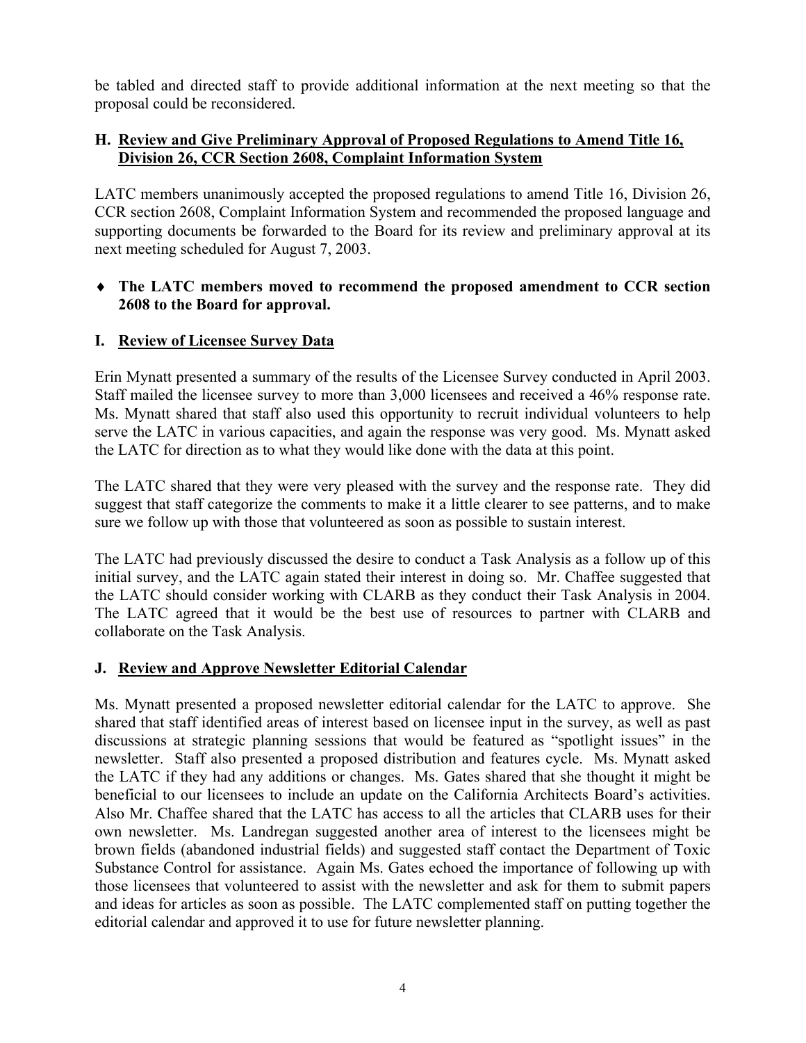be tabled and directed staff to provide additional information at the next meeting so that the proposal could be reconsidered.

### H. Review and Give Preliminary Approval of Proposed Regulations to Amend Title 16, Division 26, CCR Section 2608, Complaint Information System

LATC members unanimously accepted the proposed regulations to amend Title 16, Division 26, CCR section 2608, Complaint Information System and recommended the proposed language and supporting documents be forwarded to the Board for its review and preliminary approval at its next meeting scheduled for August 7, 2003.

- **The LATC members moved to recommend the proposed amendment to CCR section 2608 to the Board for approval.**

### I. Review of Licensee Survey Data

Erin Mynatt presented a summary of the results of the Licensee Survey conducted in April 2003. Staff mailed the licensee survey to more than 3,000 licensees and received a 46% response rate. Ms. Mynatt shared that staff also used this opportunity to recruit individual volunteers to help serve the LATC in various capacities, and again the response was very good. Ms. Mynatt asked the LATC for direction as to what they would like done with the data at this point.

The LATC shared that they were very pleased with the survey and the response rate. They did suggest that staff categorize the comments to make it a little clearer to see patterns, and to make sure we follow up with those that volunteered as soon as possible to sustain interest.

The LATC had previously discussed the desire to conduct a Task Analysis as a follow up of this initial survey, and the LATC again stated their interest in doing so. Mr. Chaffee suggested that the LATC should consider working with CLARB as they conduct their Task Analysis in 2004. The LATC agreed that it would be the best use of resources to partner with CLARB and collaborate on the Task Analysis.

### J. Review and Approve Newsletter Editorial Calendar

Ms. Mynatt presented a proposed newsletter editorial calendar for the LATC to approve. She shared that staff identified areas of interest based on licensee input in the survey, as well as past discussions at strategic planning sessions that would be featured as "spotlight issues" in the newsletter. Staff also presented a proposed distribution and features cycle. Ms. Mynatt asked the LATC if they had any additions or changes. Ms. Gates shared that she thought it might be beneficial to our licensees to include an update on the California Architects Board's activities. Also Mr. Chaffee shared that the LATC has access to all the articles that CLARB uses for their own newsletter. Ms. Landregan suggested another area of interest to the licensees might be brown fields (abandoned industrial fields) and suggested staff contact the Department of Toxic Substance Control for assistance. Again Ms. Gates echoed the importance of following up with those licensees that volunteered to assist with the newsletter and ask for them to submit papers and ideas for articles as soon as possible. The LATC complemented staff on putting together the editorial calendar and approved it to use for future newsletter planning.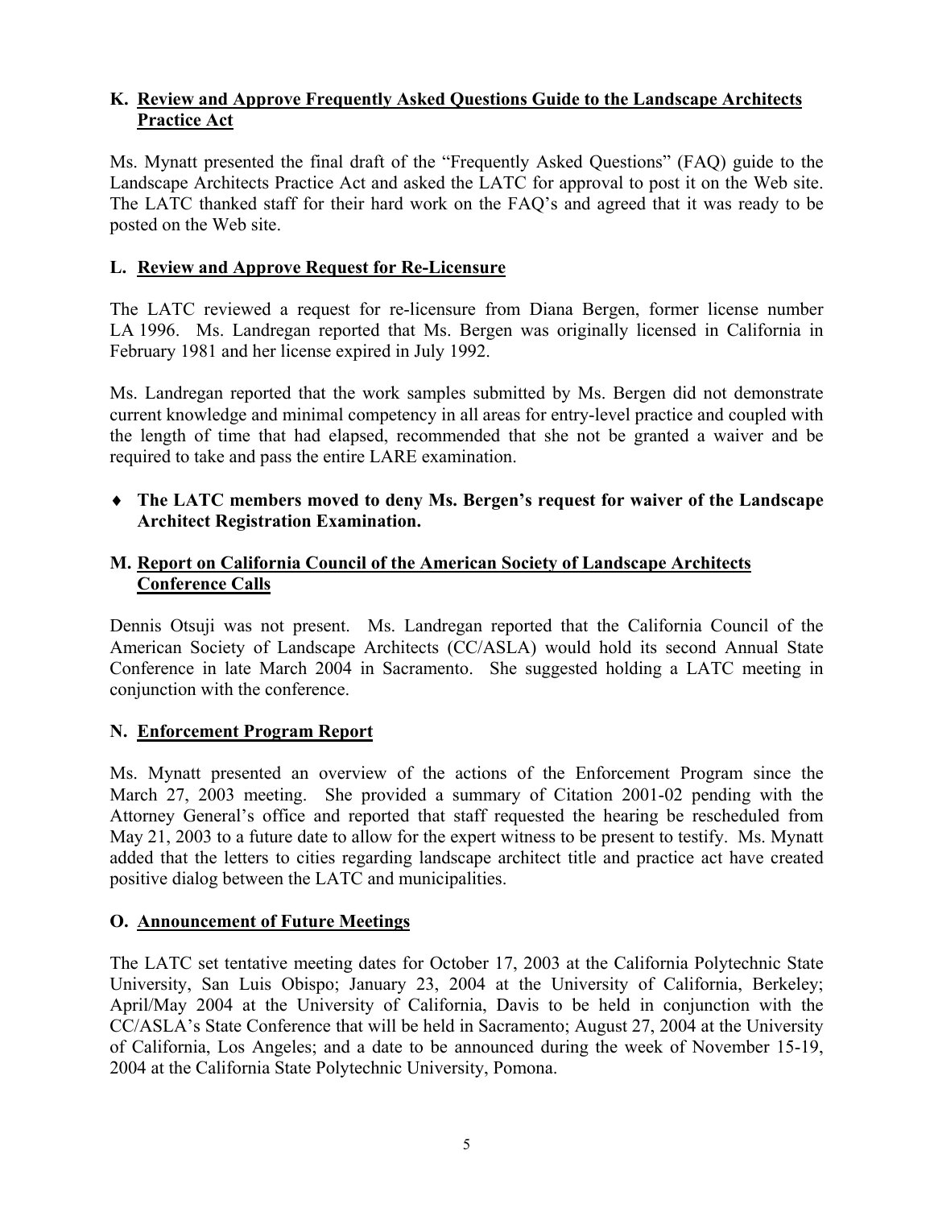## K. Review and Approve Frequently Asked Questions Guide to the Landscape Architects Practice Act

Ms. Mynatt presented the final draft of the "Frequently Asked Questions" (FAQ) guide to the Landscape Architects Practice Act and asked the LATC for approval to post it on the Web site. The LATC thanked staff for their hard work on the FAQ's and agreed that it was ready to be posted on the Web site.

## L. Review and Approve Request for Re-Licensure

The LATC reviewed a request for re-licensure from Diana Bergen, former license number LA 1996. Ms. Landregan reported that Ms. Bergen was originally licensed in California in February 1981 and her license expired in July 1992.

Ms. Landregan reported that the work samples submitted by Ms. Bergen did not demonstrate current knowledge and minimal competency in all areas for entry-level practice and coupled with the length of time that had elapsed, recommended that she not be granted a waiver and be required to take and pass the entire LARE examination.

- **The LATC members moved to deny Ms. Bergen's request for waiver of the Landscape Architect Registration Examination.**

## M. Report on California Council of the American Society of Landscape Architects Conference Calls

Dennis Otsuji was not present. Ms. Landregan reported that the California Council of the American Society of Landscape Architects (CC/ASLA) would hold its second Annual State Conference in late March 2004 in Sacramento. She suggested holding a LATC meeting in conjunction with the conference.

## N. Enforcement Program Report

Ms. Mynatt presented an overview of the actions of the Enforcement Program since the March 27, 2003 meeting. She provided a summary of Citation 2001-02 pending with the Attorney General's office and reported that staff requested the hearing be rescheduled from May 21, 2003 to a future date to allow for the expert witness to be present to testify. Ms. Mynatt added that the letters to cities regarding landscape architect title and practice act have created positive dialog between the LATC and municipalities.

## O. Announcement of Future Meetings

The LATC set tentative meeting dates for October 17, 2003 at the California Polytechnic State University, San Luis Obispo; January 23, 2004 at the University of California, Berkeley; April/May 2004 at the University of California, Davis to be held in conjunction with the CC/ASLA's State Conference that will be held in Sacramento; August 27, 2004 at the University of California, Los Angeles; and a date to be announced during the week of November 15-19, 2004 at the California State Polytechnic University, Pomona.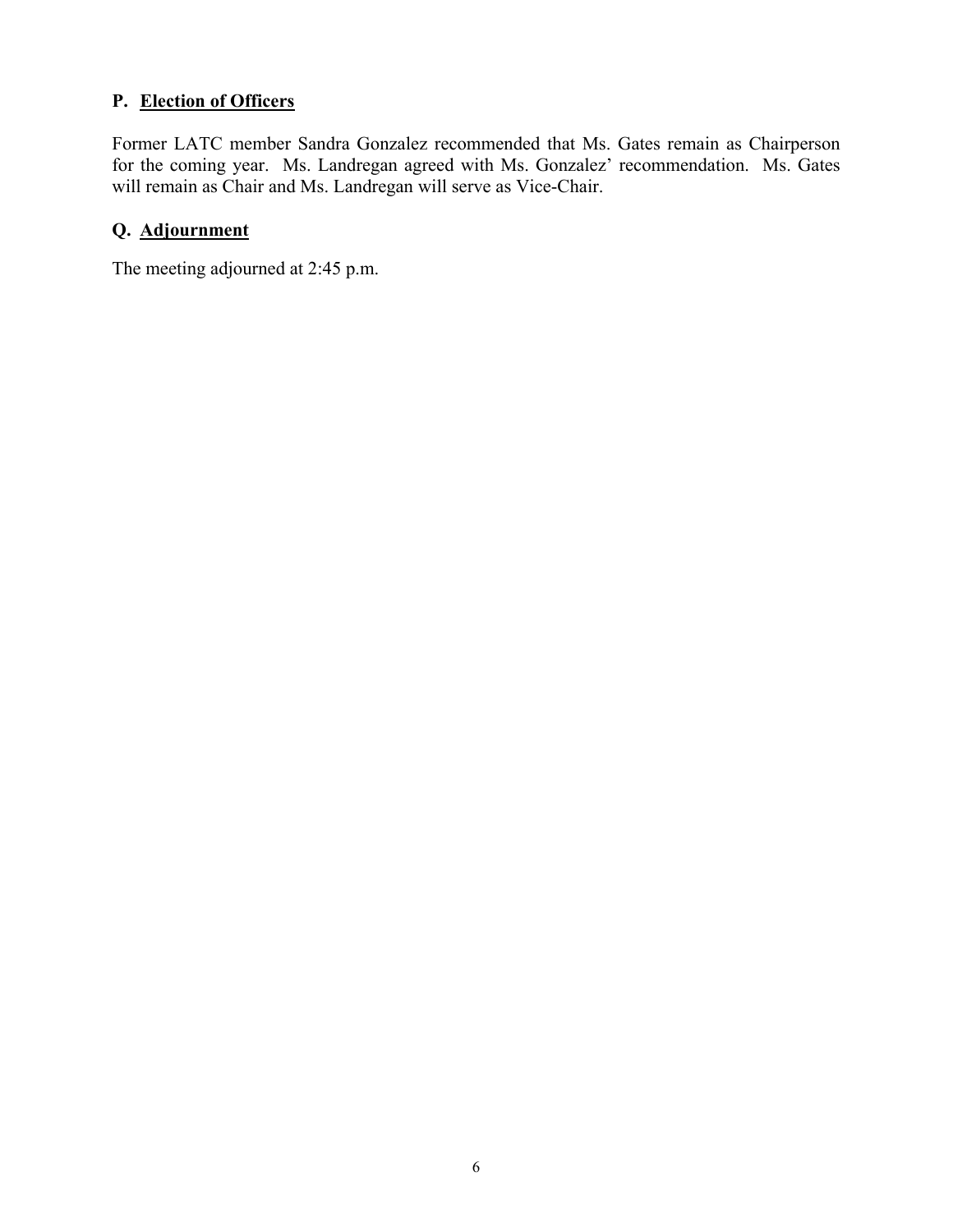## P. Election of Officers

Former LATC member Sandra Gonzalez recommended that Ms. Gates remain as Chairperson for the coming year. Ms. Landregan agreed with Ms. Gonzalez' recommendation. Ms. Gates will remain as Chair and Ms. Landregan will serve as Vice-Chair.

## Q. Adjournment

The meeting adjourned at 2:45 p.m.